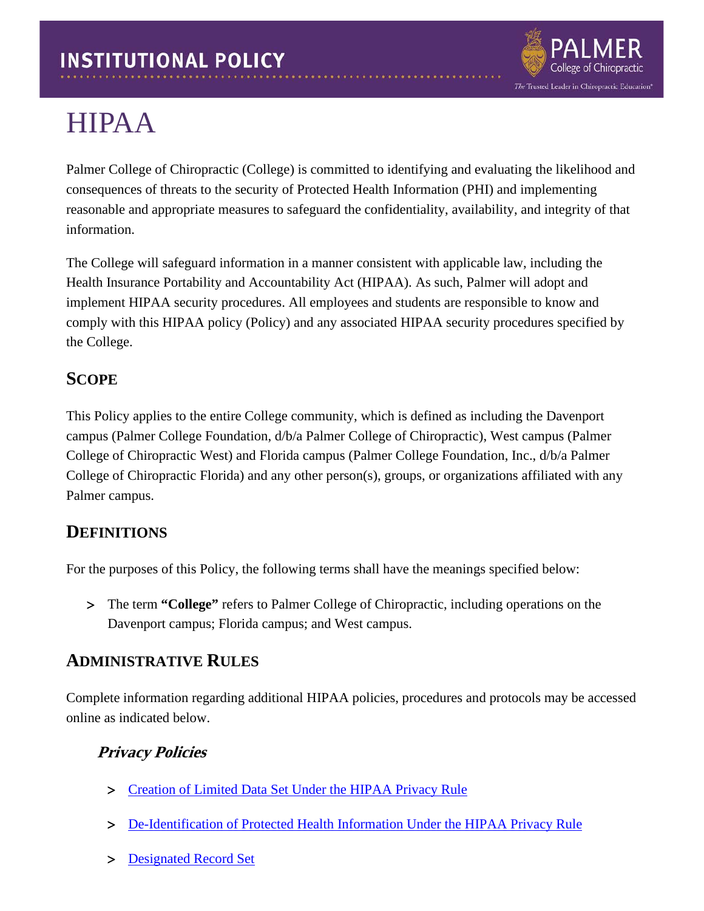# INSTITUTIONAL POLICY

# HIPAA

Palmer College of Chiropractic (College) is committed to identifying and evaluating the likelihood and consequences of threats to the security of Protected Health Information (PHI) and implementing reasonable and appropriate measures to safeguard the confidentiality, availability, and integrity of that information.

The College will safeguard information in a manner consistent with applicable law, including the Health Insurance Portability and Accountability Act (HIPAA). As such, Palmer will adopt and implement HIPAA security procedures. All employees and students are responsible to know and comply with this HIPAA policy (Policy) and any associated HIPAA security procedures specified by the College.

## SCOPE

This Policy applies to the entire College community, which is defined as including the Davenport campus (Palmer College Foundation, d/b/a Palmer College of Chiropractic), West campus (Palmer College of Chiropractic West) and Florida campus (Palmer College Foundation, Inc., d/b/a Palmer College of Chiropractic Florida) and any other person(s), groups, or organizations affiliated with any Palmer campus.

## DEFINITIONS

For the purposes of this Policy, the following terms shall have the meanings specified below:

- The term **"College"** refers to Palmer College of Chiropractic, including operations on the Davenport campus; Florida campus; and West campus.

## ADMINISTRATIVE RULES

Complete information regarding additional HIPAA policies, procedures and protocols may be accessed online as indicated below.

### *Privacy Policies*

- Creation of Limited Data Set Under the HIPAA Privacy Rule
- De-Identification of Protected Health Information Under the HIPAA Privacy Rule
- Designated Record Set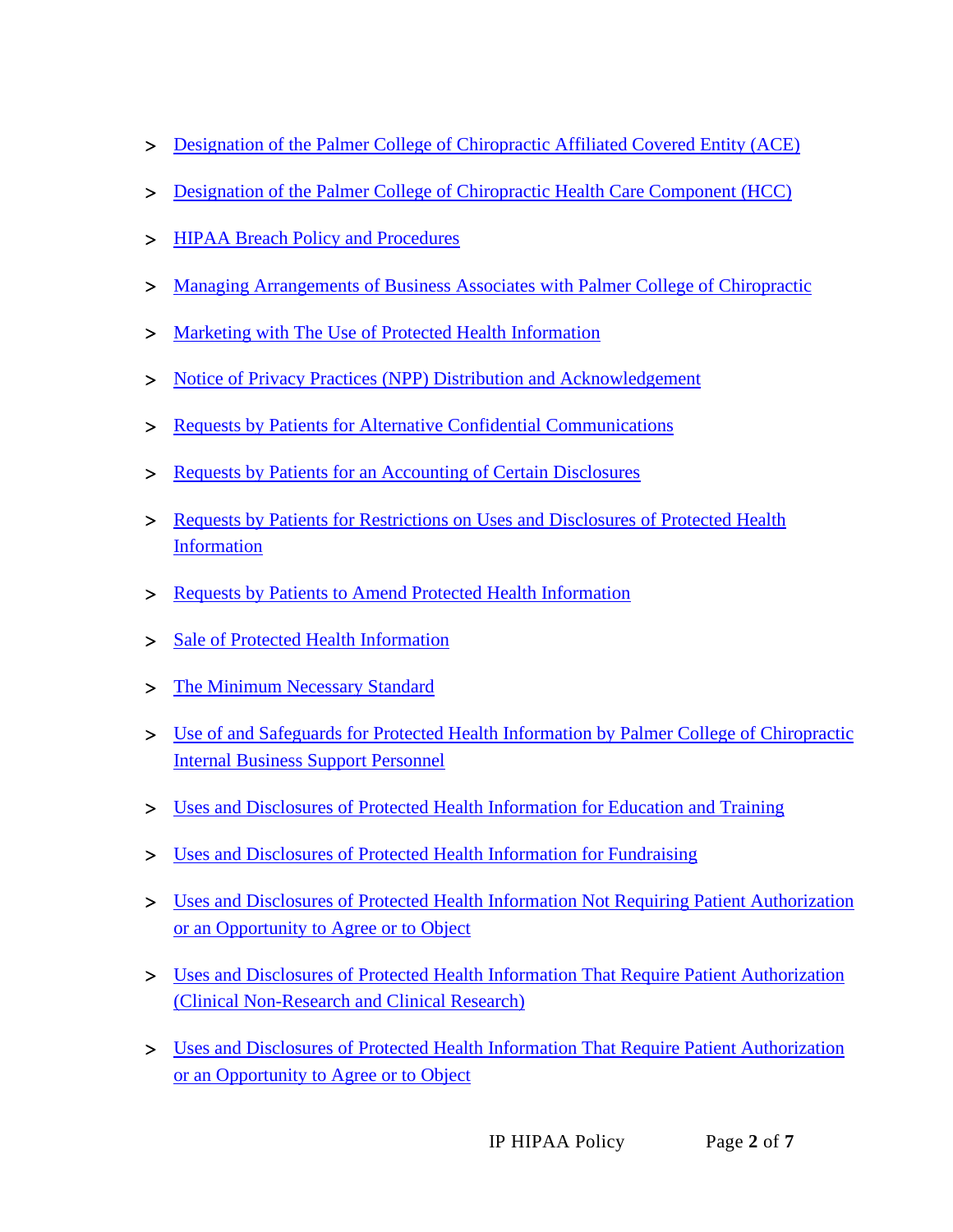> Designation of the Palmer College of Chiropractic Affiliated Covered Entity (ACE)
>
> Designation of the Palmer College of Chiropractic Health Care Component (HCC)
>
> HIPAA Breach Policy and Procedures
>
> Managing Arrangements of Business Associates with Palmer College of Chiropractic
>
> Marketing with The Use of Protected Health Information
>
> Notice of Privacy Practices (NPP) Distribution and Acknowledgement
>
> Requests by Patients for Alternative Confidential Communications
>
> Requests by Patients for an Accounting of Certain Disclosures
>
> Requests by Patients for Restrictions on Uses and Disclosures of Protected Health Information
>
> Requests by Patients to Amend Protected Health Information
>
> Sale of Protected Health Information
>
> The Minimum Necessary Standard
>
> Use of and Safeguards for Protected Health Information by Palmer College of Chiropractic Internal Business Support Personnel
>
> Uses and Disclosures of Protected Health Information for Education and Training
>
> Uses and Disclosures of Protected Health Information for Fundraising
>
> Uses and Disclosures of Protected Health Information Not Requiring Patient Authorization or an Opportunity to Agree or to Object
>
> Uses and Disclosures of Protected Health Information That Require Patient Authorization (Clinical Non-Research and Clinical Research)
>
> Uses and Disclosures of Protected Health Information That Require Patient Authorization or an Opportunity to Agree or to Object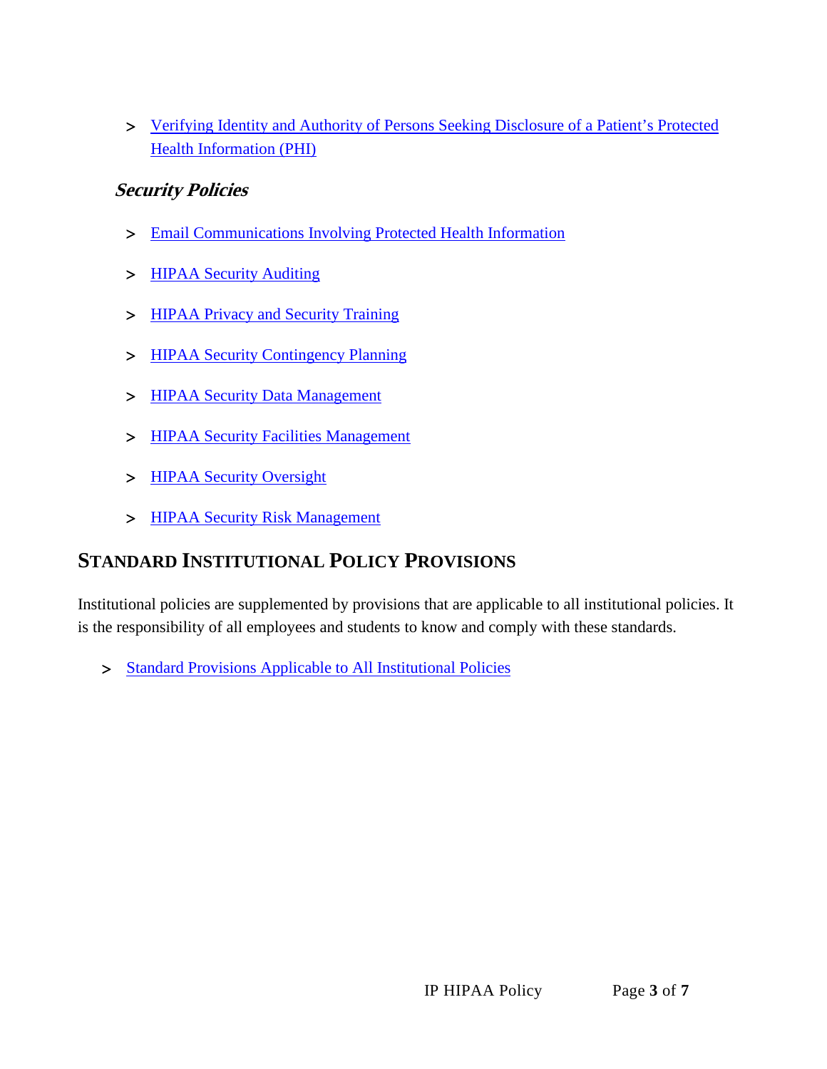- Verifying Identity and Authority of Persons Seeking Disclosure of a Patient's Protected Health Information (PHI)

### *Security Policies*

- Email Communications Involving Protected Health Information
- HIPAA Security Auditing
- HIPAA Privacy and Security Training
- HIPAA Security Contingency Planning
- HIPAA Security Data Management
- HIPAA Security Facilities Management
- HIPAA Security Oversight
- HIPAA Security Risk Management

## STANDARD INSTITUTIONAL POLICY PROVISIONS

Institutional policies are supplemented by provisions that are applicable to all institutional policies. It is the responsibility of all employees and students to know and comply with these standards.

- Standard Provisions Applicable to All Institutional Policies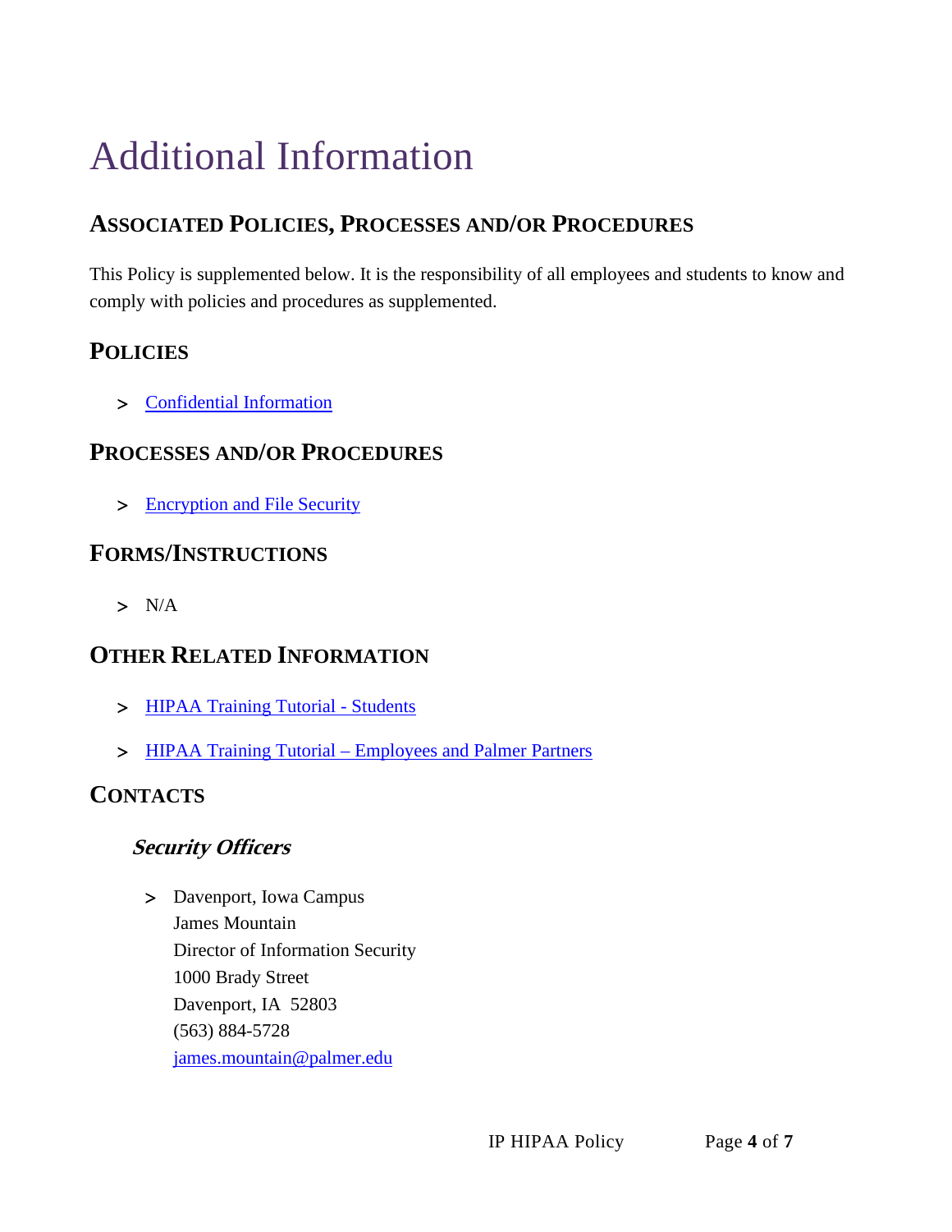# Additional Information

## Associated Policies, Processes and/or Procedures

This Policy is supplemented below. It is the responsibility of all employees and students to know and comply with policies and procedures as supplemented.

## Policies

- Confidential Information

## Processes and/or Procedures

- Encryption and File Security

## Forms/Instructions

- N/A

## Other Related Information

- HIPAA Training Tutorial - Students
- HIPAA Training Tutorial – Employees and Palmer Partners

## Contacts

### *Security Officers*

- Davenport, Iowa Campus
  James Mountain
  Director of Information Security
  1000 Brady Street
  Davenport, IA 52803
  (563) 884-5728
  james.mountain@palmer.edu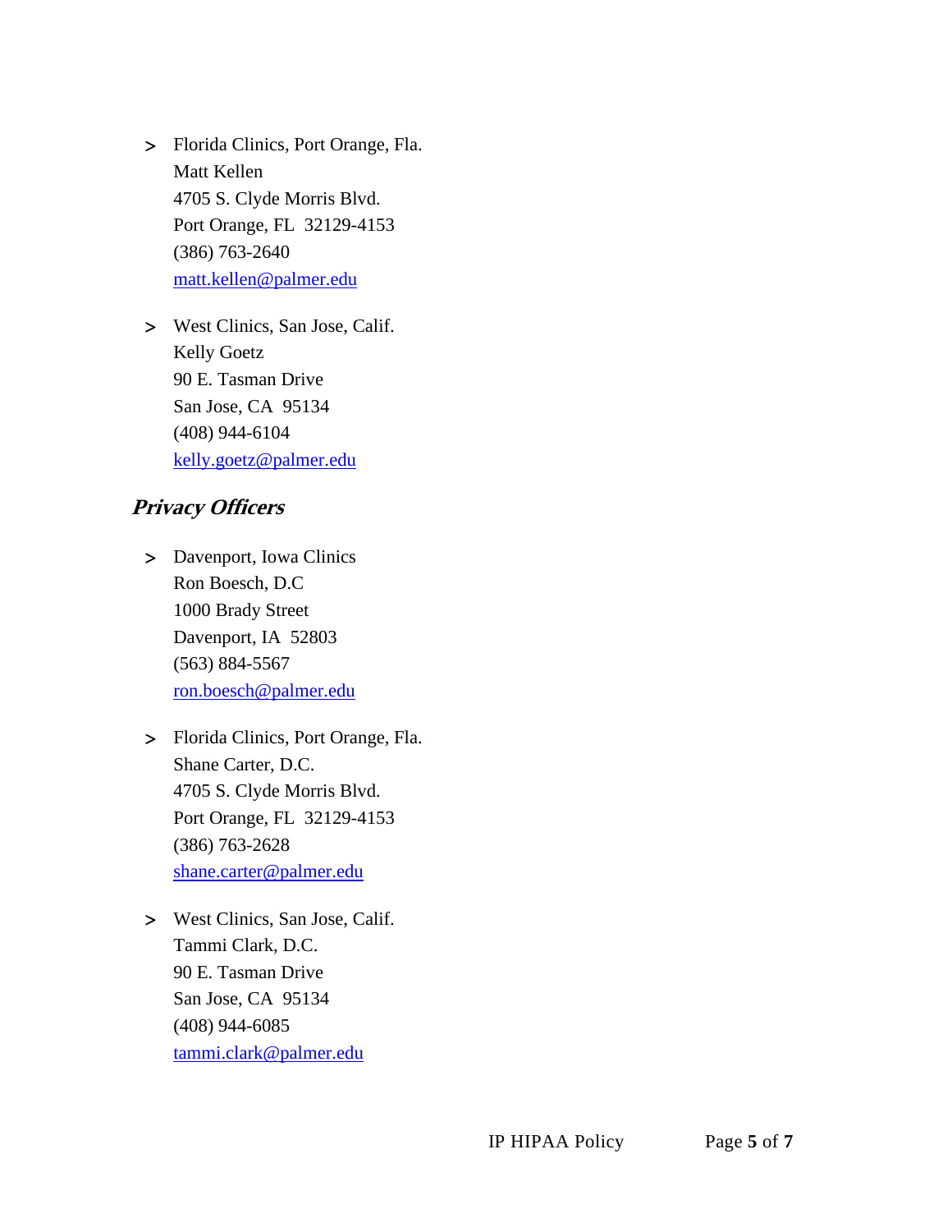- Florida Clinics, Port Orange, Fla.
  Matt Kellen
  4705 S. Clyde Morris Blvd.
  Port Orange, FL 32129-4153
  (386) 763-2640
  matt.kellen@palmer.edu

- West Clinics, San Jose, Calif.
  Kelly Goetz
  90 E. Tasman Drive
  San Jose, CA 95134
  (408) 944-6104
  kelly.goetz@palmer.edu

## *Privacy Officers*

- Davenport, Iowa Clinics
  Ron Boesch, D.C
  1000 Brady Street
  Davenport, IA 52803
  (563) 884-5567
  ron.boesch@palmer.edu

- Florida Clinics, Port Orange, Fla.
  Shane Carter, D.C.
  4705 S. Clyde Morris Blvd.
  Port Orange, FL 32129-4153
  (386) 763-2628
  shane.carter@palmer.edu

- West Clinics, San Jose, Calif.
  Tammi Clark, D.C.
  90 E. Tasman Drive
  San Jose, CA 95134
  (408) 944-6085
  tammi.clark@palmer.edu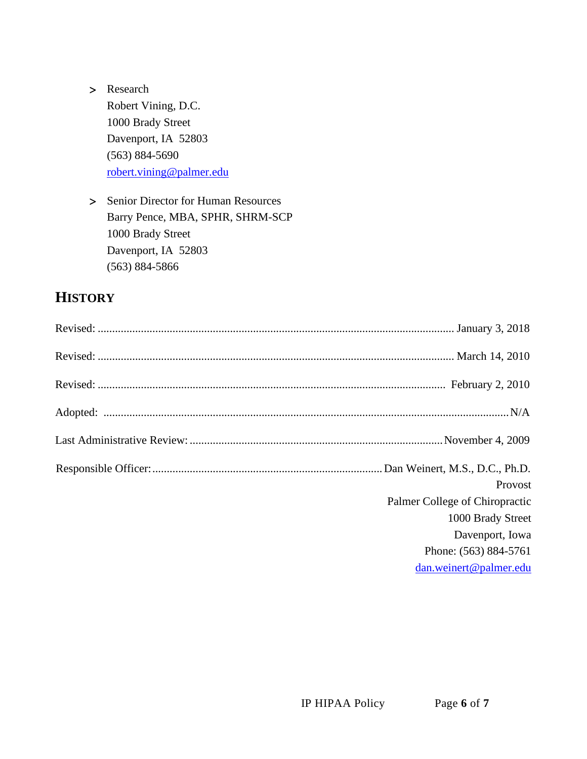- Research
  Robert Vining, D.C.
  1000 Brady Street
  Davenport, IA  52803
  (563) 884-5690
  robert.vining@palmer.edu

- Senior Director for Human Resources
  Barry Pence, MBA, SPHR, SHRM-SCP
  1000 Brady Street
  Davenport, IA  52803
  (563) 884-5866

## HISTORY

Revised: .......................................................................................................... January 3, 2018

Revised: .......................................................................................................... March 14, 2010

Revised: .......................................................................................................... February 2, 2010

Adopted: .......................................................................................................... N/A

Last Administrative Review: ........................................................................ November 4, 2009

Responsible Officer: ................................................................................ Dan Weinert, M.S., D.C., Ph.D.
Provost
Palmer College of Chiropractic
1000 Brady Street
Davenport, Iowa
Phone: (563) 884-5761
dan.weinert@palmer.edu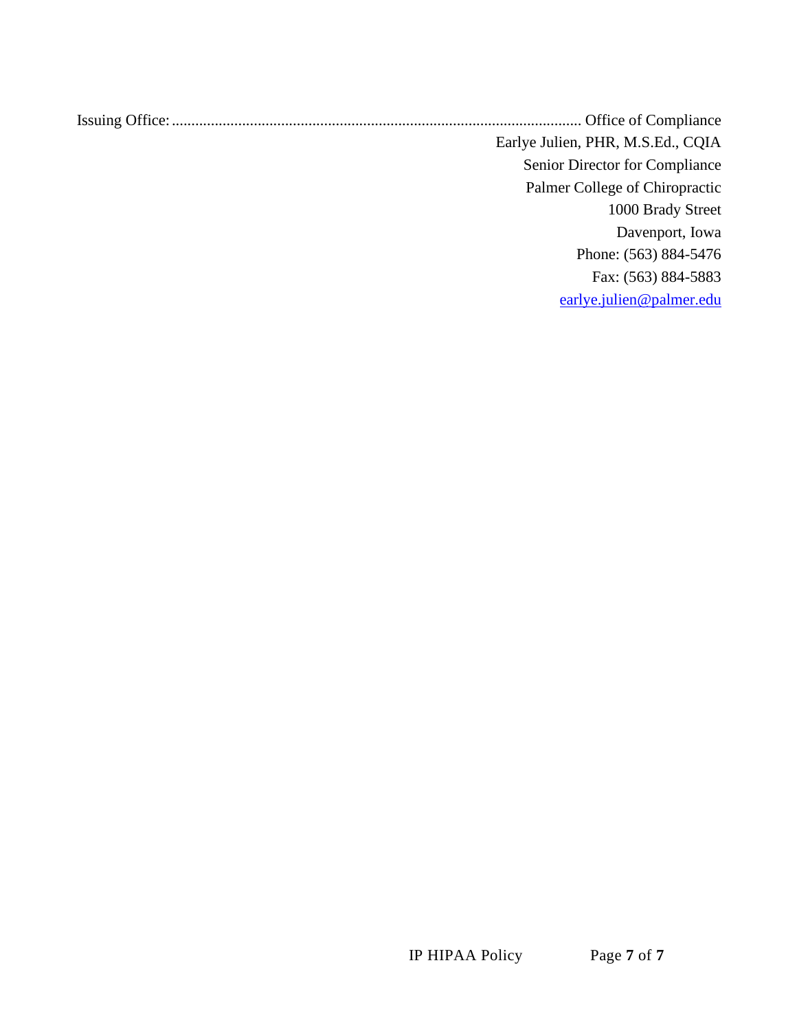Issuing Office: ........................................................................................................ Office of Compliance

Earlye Julien, PHR, M.S.Ed., CQIA
Senior Director for Compliance
Palmer College of Chiropractic
1000 Brady Street
Davenport, Iowa
Phone: (563) 884-5476
Fax: (563) 884-5883
earlye.julien@palmer.edu